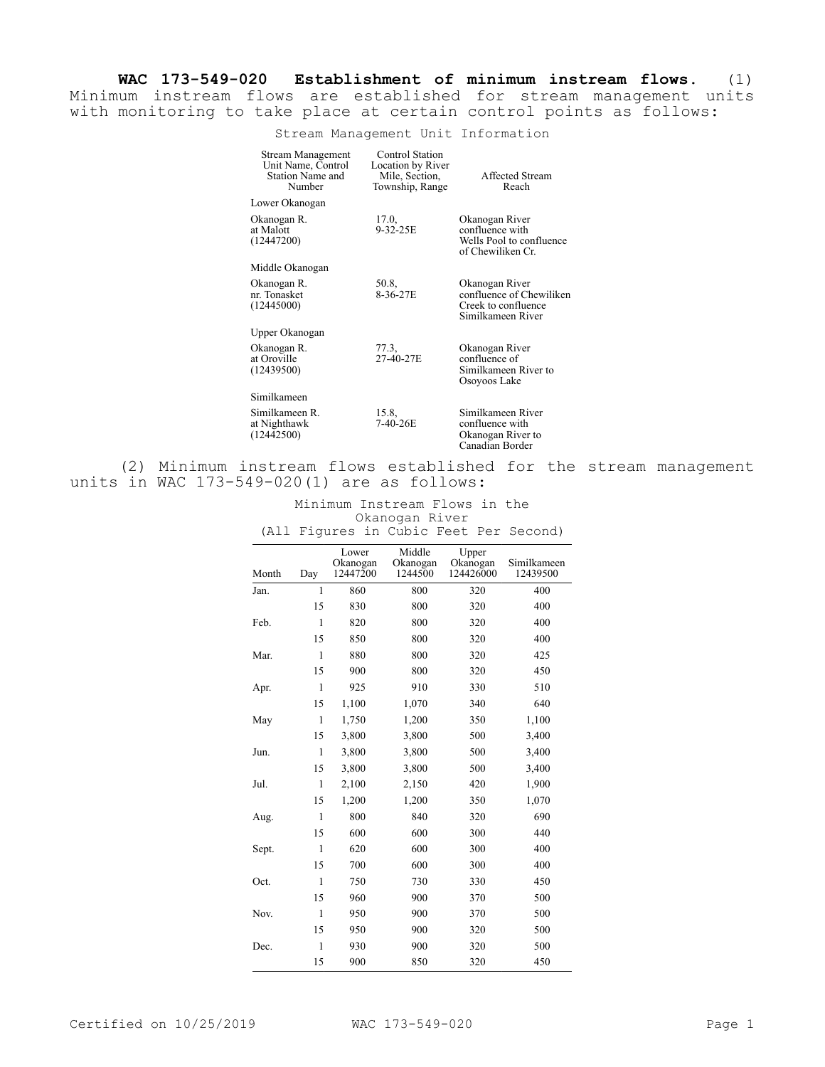**WAC 173-549-020 Establishment of minimum instream flows.** (1) Minimum instream flows are established for stream management units with monitoring to take place at certain control points as follows:

Stream Management Unit Information

| Stream Management Unit Name, Control Station Name and Number | Control Station Location by River Mile, Section, Township, Range | Affected Stream Reach |
|---|---|---|
| Lower Okanogan | | |
| Okanogan R. at Malott (12447200) | 17.0, 9-32-25E | Okanogan River confluence with Wells Pool to confluence of Chewiliken Cr. |
| Middle Okanogan | | |
| Okanogan R. nr. Tonasket (12445000) | 50.8, 8-36-27E | Okanogan River confluence of Chewiliken Creek to confluence Similkameen River |
| Upper Okanogan | | |
| Okanogan R. at Oroville (12439500) | 77.3, 27-40-27E | Okanogan River confluence of Similkameen River to Osoyoos Lake |
| Similkameen | | |
| Similkameen R. at Nighthawk (12442500) | 15.8, 7-40-26E | Similkameen River confluence with Okanogan River to Canadian Border |

(2) Minimum instream flows established for the stream management units in WAC 173-549-020(1) are as follows:

Minimum Instream Flows in the Okanogan River
(All Figures in Cubic Feet Per Second)

| Month | Day | Lower Okanogan 12447200 | Middle Okanogan 1244500 | Upper Okanogan 124426000 | Similkameen 12439500 |
|---|---|---|---|---|---|
| Jan. | 1 | 860 | 800 | 320 | 400 |
| | 15 | 830 | 800 | 320 | 400 |
| Feb. | 1 | 820 | 800 | 320 | 400 |
| | 15 | 850 | 800 | 320 | 400 |
| Mar. | 1 | 880 | 800 | 320 | 425 |
| | 15 | 900 | 800 | 320 | 450 |
| Apr. | 1 | 925 | 910 | 330 | 510 |
| | 15 | 1,100 | 1,070 | 340 | 640 |
| May | 1 | 1,750 | 1,200 | 350 | 1,100 |
| | 15 | 3,800 | 3,800 | 500 | 3,400 |
| Jun. | 1 | 3,800 | 3,800 | 500 | 3,400 |
| | 15 | 3,800 | 3,800 | 500 | 3,400 |
| Jul. | 1 | 2,100 | 2,150 | 420 | 1,900 |
| | 15 | 1,200 | 1,200 | 350 | 1,070 |
| Aug. | 1 | 800 | 840 | 320 | 690 |
| | 15 | 600 | 600 | 300 | 440 |
| Sept. | 1 | 620 | 600 | 300 | 400 |
| | 15 | 700 | 600 | 300 | 400 |
| Oct. | 1 | 750 | 730 | 330 | 450 |
| | 15 | 960 | 900 | 370 | 500 |
| Nov. | 1 | 950 | 900 | 370 | 500 |
| | 15 | 950 | 900 | 320 | 500 |
| Dec. | 1 | 930 | 900 | 320 | 500 |
| | 15 | 900 | 850 | 320 | 450 |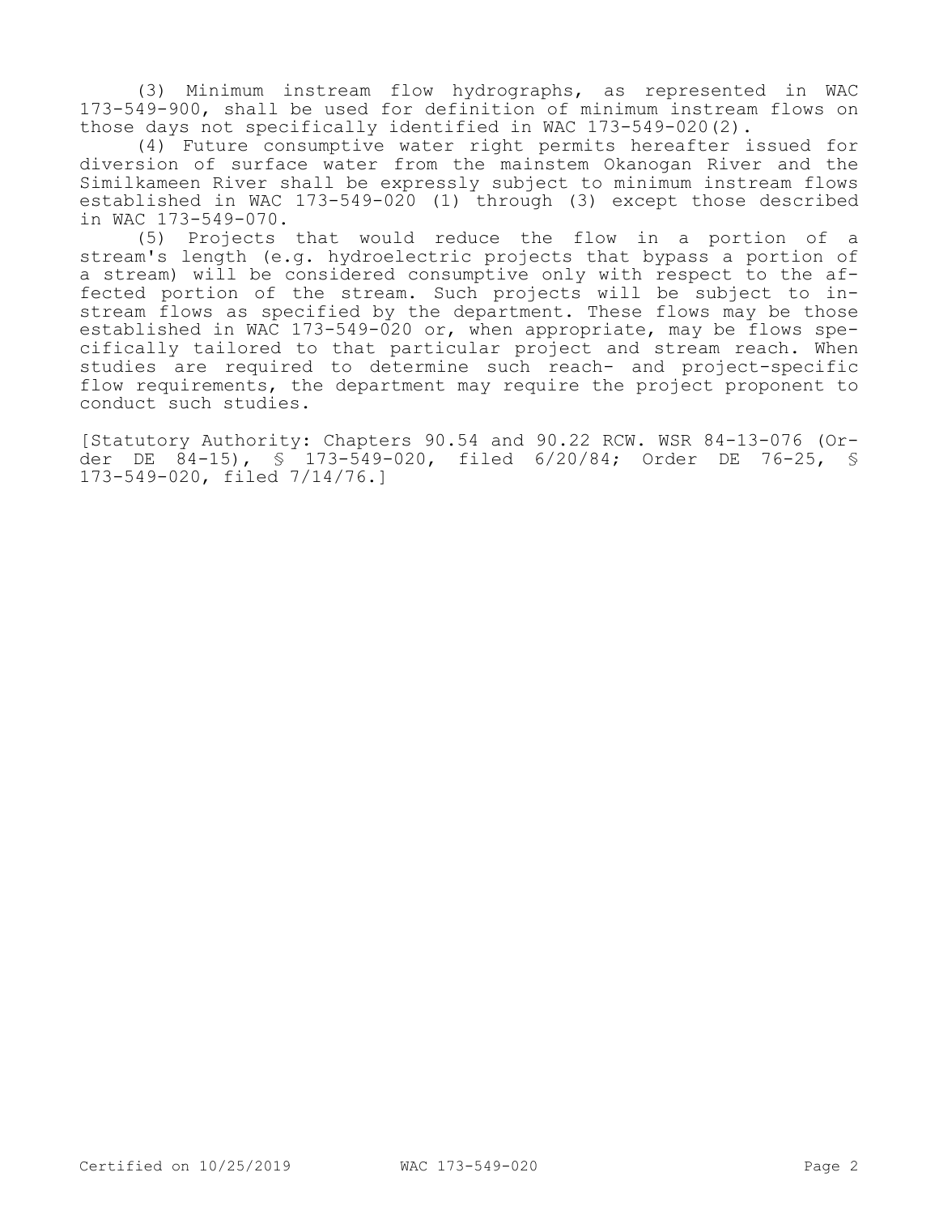(3) Minimum instream flow hydrographs, as represented in WAC 173-549-900, shall be used for definition of minimum instream flows on those days not specifically identified in WAC 173-549-020(2).

(4) Future consumptive water right permits hereafter issued for diversion of surface water from the mainstem Okanogan River and the Similkameen River shall be expressly subject to minimum instream flows established in WAC 173-549-020 (1) through (3) except those described in WAC 173-549-070.

(5) Projects that would reduce the flow in a portion of a stream's length (e.g. hydroelectric projects that bypass a portion of a stream) will be considered consumptive only with respect to the affected portion of the stream. Such projects will be subject to instream flows as specified by the department. These flows may be those established in WAC 173-549-020 or, when appropriate, may be flows specifically tailored to that particular project and stream reach. When studies are required to determine such reach- and project-specific flow requirements, the department may require the project proponent to conduct such studies.

[Statutory Authority: Chapters 90.54 and 90.22 RCW. WSR 84-13-076 (Order DE 84-15), § 173-549-020, filed 6/20/84; Order DE 76-25, § 173-549-020, filed 7/14/76.]